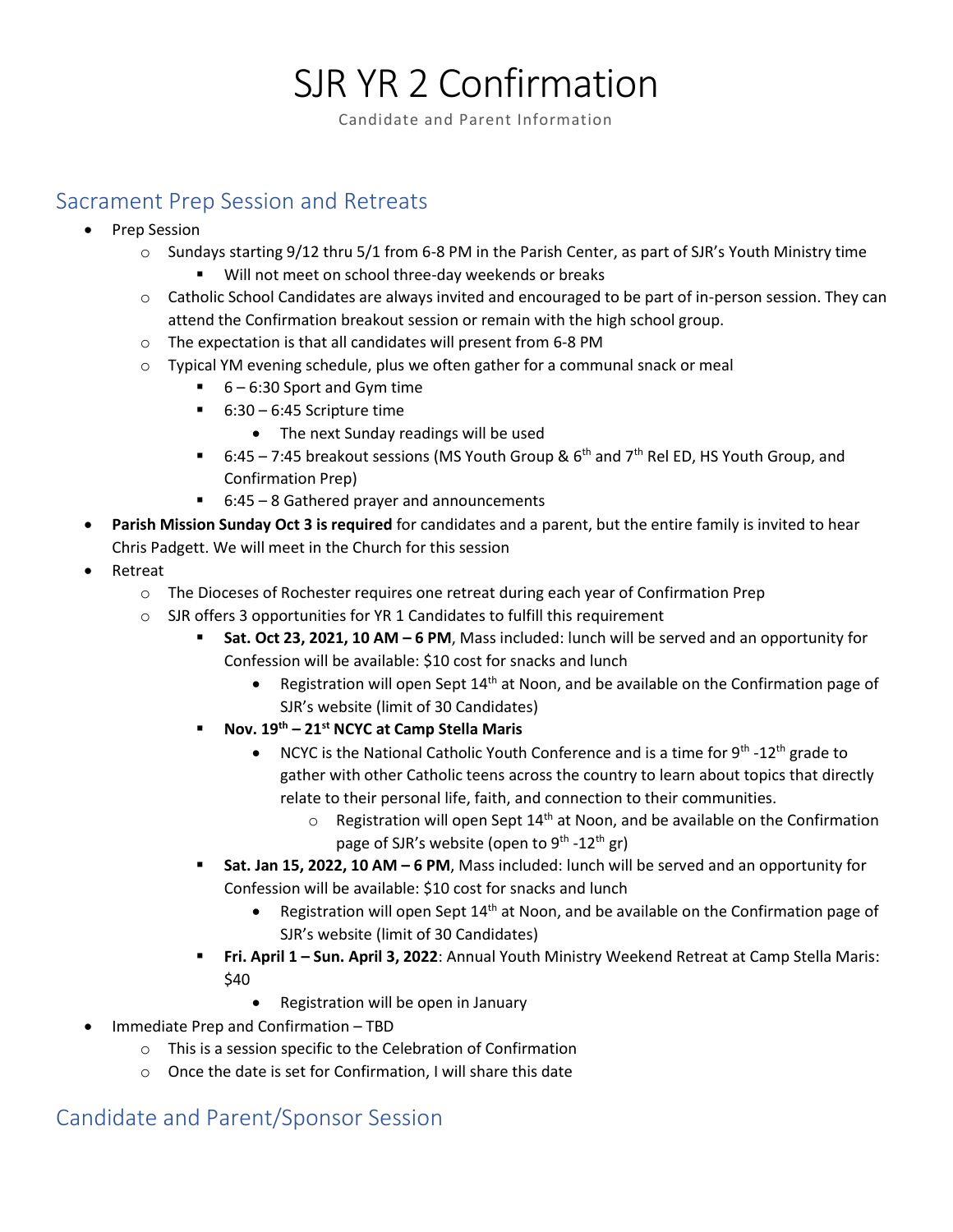# SJR YR 2 Confirmation

Candidate and Parent Information

## Sacrament Prep Session and Retreats

- Prep Session
  - Sundays starting 9/12 thru 5/1 from 6-8 PM in the Parish Center, as part of SJR's Youth Ministry time
    - Will not meet on school three-day weekends or breaks
  - Catholic School Candidates are always invited and encouraged to be part of in-person session. They can attend the Confirmation breakout session or remain with the high school group.
  - The expectation is that all candidates will present from 6-8 PM
  - Typical YM evening schedule, plus we often gather for a communal snack or meal
    - 6 – 6:30 Sport and Gym time
    - 6:30 – 6:45 Scripture time
      - The next Sunday readings will be used
    - 6:45 – 7:45 breakout sessions (MS Youth Group & 6th and 7th Rel ED, HS Youth Group, and Confirmation Prep)
    - 6:45 – 8 Gathered prayer and announcements
- **Parish Mission Sunday Oct 3 is required** for candidates and a parent, but the entire family is invited to hear Chris Padgett. We will meet in the Church for this session
- Retreat
  - The Dioceses of Rochester requires one retreat during each year of Confirmation Prep
  - SJR offers 3 opportunities for YR 1 Candidates to fulfill this requirement
    - **Sat. Oct 23, 2021, 10 AM – 6 PM**, Mass included: lunch will be served and an opportunity for Confession will be available: $10 cost for snacks and lunch
      - Registration will open Sept 14th at Noon, and be available on the Confirmation page of SJR's website (limit of 30 Candidates)
    - **Nov. 19th – 21st NCYC at Camp Stella Maris**
      - NCYC is the National Catholic Youth Conference and is a time for 9th -12th grade to gather with other Catholic teens across the country to learn about topics that directly relate to their personal life, faith, and connection to their communities.
        - Registration will open Sept 14th at Noon, and be available on the Confirmation page of SJR's website (open to 9th -12th gr)
    - **Sat. Jan 15, 2022, 10 AM – 6 PM**, Mass included: lunch will be served and an opportunity for Confession will be available: $10 cost for snacks and lunch
      - Registration will open Sept 14th at Noon, and be available on the Confirmation page of SJR's website (limit of 30 Candidates)
    - **Fri. April 1 – Sun. April 3, 2022**: Annual Youth Ministry Weekend Retreat at Camp Stella Maris: $40
      - Registration will be open in January
- Immediate Prep and Confirmation – TBD
  - This is a session specific to the Celebration of Confirmation
  - Once the date is set for Confirmation, I will share this date

## Candidate and Parent/Sponsor Session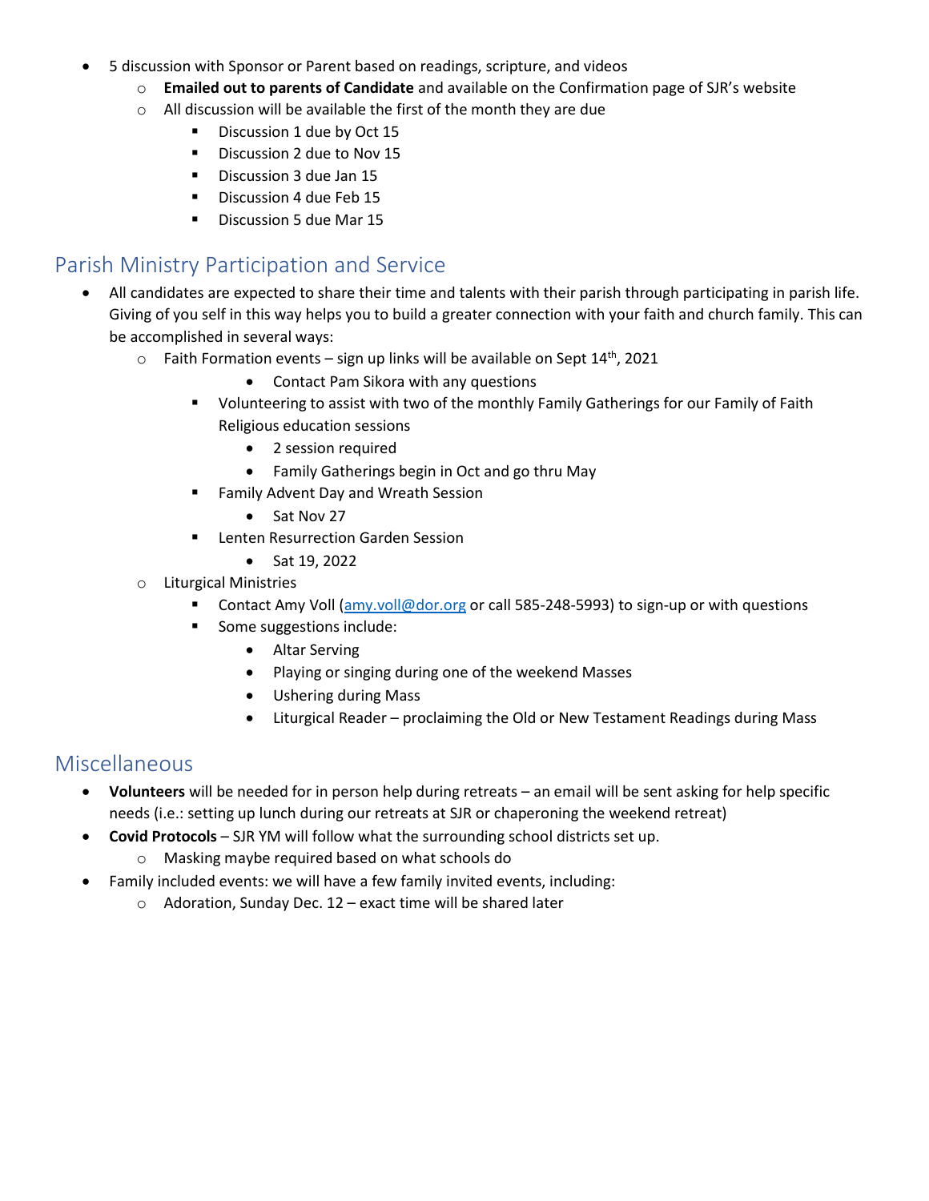- 5 discussion with Sponsor or Parent based on readings, scripture, and videos
  - **Emailed out to parents of Candidate** and available on the Confirmation page of SJR's website
  - All discussion will be available the first of the month they are due
    - Discussion 1 due by Oct 15
    - Discussion 2 due to Nov 15
    - Discussion 3 due Jan 15
    - Discussion 4 due Feb 15
    - Discussion 5 due Mar 15

## Parish Ministry Participation and Service

- All candidates are expected to share their time and talents with their parish through participating in parish life. Giving of you self in this way helps you to build a greater connection with your faith and church family. This can be accomplished in several ways:
  - Faith Formation events – sign up links will be available on Sept 14th, 2021
      - Contact Pam Sikora with any questions
    - Volunteering to assist with two of the monthly Family Gatherings for our Family of Faith Religious education sessions
      - 2 session required
      - Family Gatherings begin in Oct and go thru May
    - Family Advent Day and Wreath Session
      - Sat Nov 27
    - Lenten Resurrection Garden Session
      - Sat 19, 2022
  - Liturgical Ministries
    - Contact Amy Voll (amy.voll@dor.org or call 585-248-5993) to sign-up or with questions
    - Some suggestions include:
      - Altar Serving
      - Playing or singing during one of the weekend Masses
      - Ushering during Mass
      - Liturgical Reader – proclaiming the Old or New Testament Readings during Mass

## Miscellaneous

- **Volunteers** will be needed for in person help during retreats – an email will be sent asking for help specific needs (i.e.: setting up lunch during our retreats at SJR or chaperoning the weekend retreat)
- **Covid Protocols** – SJR YM will follow what the surrounding school districts set up.
  - Masking maybe required based on what schools do
- Family included events: we will have a few family invited events, including:
  - Adoration, Sunday Dec. 12 – exact time will be shared later